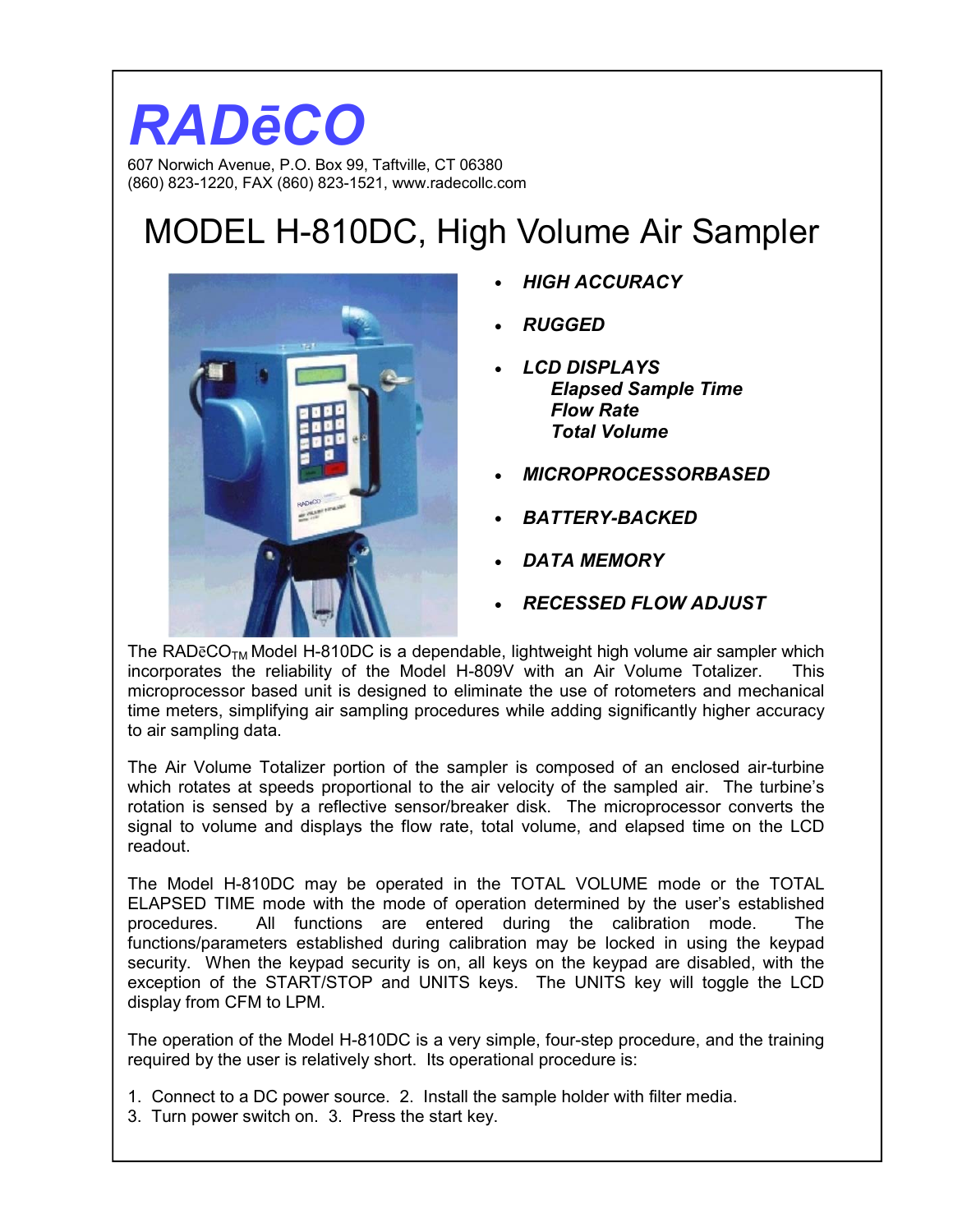# RADēCO

607 Norwich Avenue, P.O. Box 99, Taftville, CT 06380
(860) 823-1220, FAX (860) 823-1521, www.radecollc.com

## MODEL H-810DC, High Volume Air Sampler

- ***HIGH ACCURACY***
- ***RUGGED***
- ***LCD DISPLAYS***
  - ***Elapsed Sample Time***
  - ***Flow Rate***
  - ***Total Volume***
- ***MICROPROCESSORBASED***
- ***BATTERY-BACKED***
- ***DATA MEMORY***
- ***RECESSED FLOW ADJUST***

The RADēCO$_{TM}$ Model H-810DC is a dependable, lightweight high volume air sampler which incorporates the reliability of the Model H-809V with an Air Volume Totalizer. This microprocessor based unit is designed to eliminate the use of rotometers and mechanical time meters, simplifying air sampling procedures while adding significantly higher accuracy to air sampling data.

The Air Volume Totalizer portion of the sampler is composed of an enclosed air-turbine which rotates at speeds proportional to the air velocity of the sampled air. The turbine's rotation is sensed by a reflective sensor/breaker disk. The microprocessor converts the signal to volume and displays the flow rate, total volume, and elapsed time on the LCD readout.

The Model H-810DC may be operated in the TOTAL VOLUME mode or the TOTAL ELAPSED TIME mode with the mode of operation determined by the user's established procedures. All functions are entered during the calibration mode. The functions/parameters established during calibration may be locked in using the keypad security. When the keypad security is on, all keys on the keypad are disabled, with the exception of the START/STOP and UNITS keys. The UNITS key will toggle the LCD display from CFM to LPM.

The operation of the Model H-810DC is a very simple, four-step procedure, and the training required by the user is relatively short. Its operational procedure is:

1. Connect to a DC power source. 2. Install the sample holder with filter media.
3. Turn power switch on. 3. Press the start key.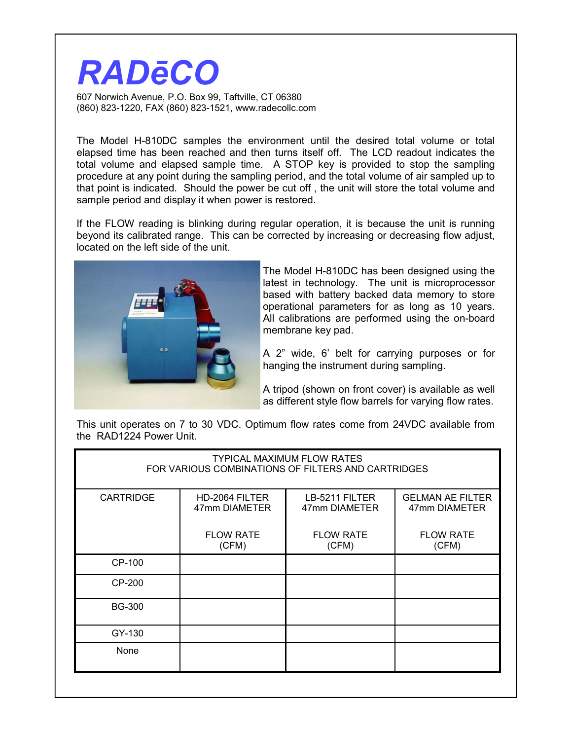# RADēCO

607 Norwich Avenue, P.O. Box 99, Taftville, CT 06380
(860) 823-1220, FAX (860) 823-1521, www.radecollc.com

The Model H-810DC samples the environment until the desired total volume or total elapsed time has been reached and then turns itself off. The LCD readout indicates the total volume and elapsed sample time. A STOP key is provided to stop the sampling procedure at any point during the sampling period, and the total volume of air sampled up to that point is indicated. Should the power be cut off , the unit will store the total volume and sample period and display it when power is restored.

If the FLOW reading is blinking during regular operation, it is because the unit is running beyond its calibrated range. This can be corrected by increasing or decreasing flow adjust, located on the left side of the unit.

The Model H-810DC has been designed using the latest in technology. The unit is microprocessor based with battery backed data memory to store operational parameters for as long as 10 years. All calibrations are performed using the on-board membrane key pad.

A 2" wide, 6' belt for carrying purposes or for hanging the instrument during sampling.

A tripod (shown on front cover) is available as well as different style flow barrels for varying flow rates.

This unit operates on 7 to 30 VDC. Optimum flow rates come from 24VDC available from the RAD1224 Power Unit.

| TYPICAL MAXIMUM FLOW RATES FOR VARIOUS COMBINATIONS OF FILTERS AND CARTRIDGES | | | |
|---|---|---|---|
| CARTRIDGE | HD-2064 FILTER 47mm DIAMETER<br><br>FLOW RATE (CFM) | LB-5211 FILTER 47mm DIAMETER<br><br>FLOW RATE (CFM) | GELMAN AE FILTER 47mm DIAMETER<br><br>FLOW RATE (CFM) |
| CP-100 | | | |
| CP-200 | | | |
| BG-300 | | | |
| GY-130 | | | |
| None | | | |